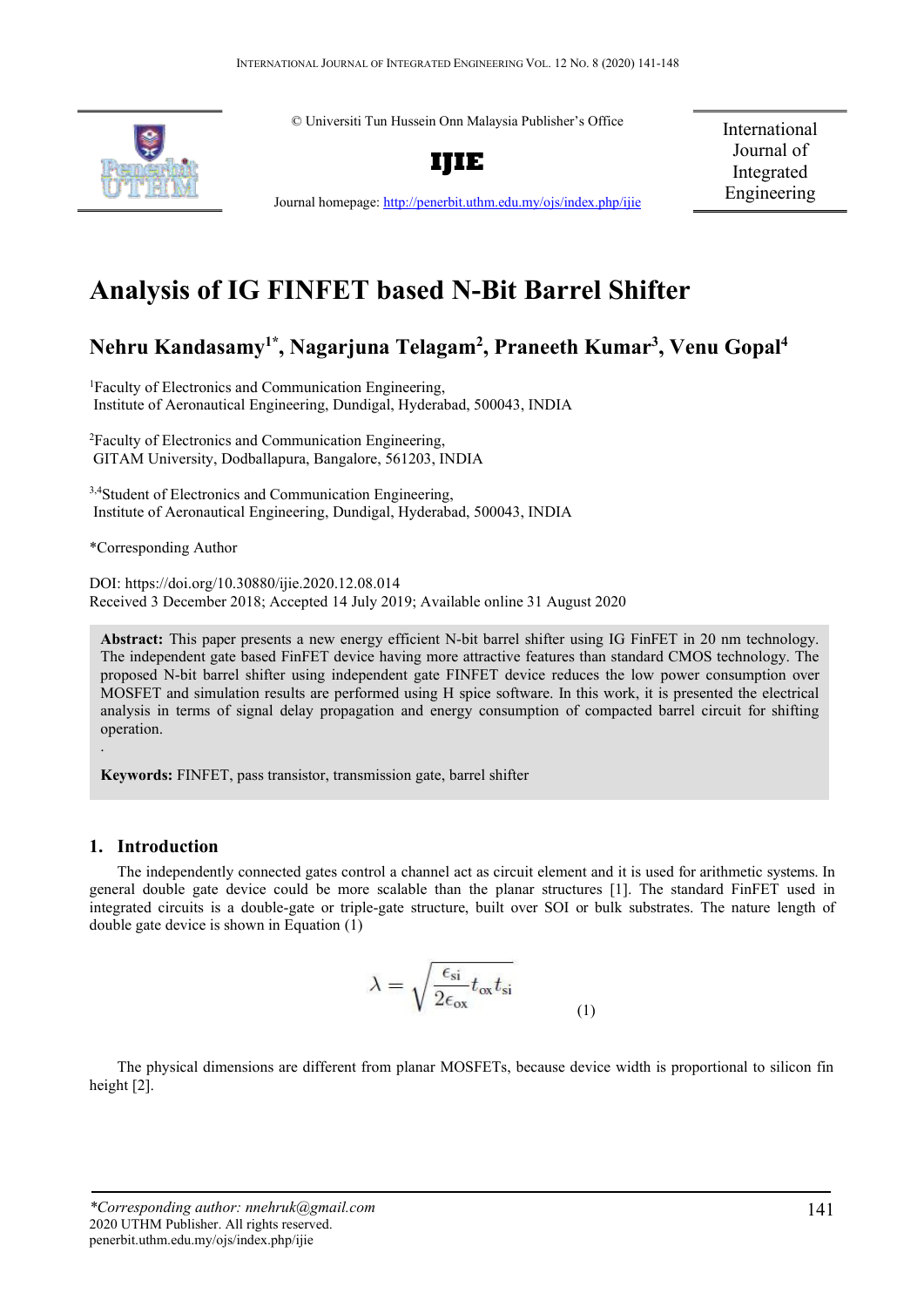© Universiti Tun Hussein Onn Malaysia Publisher's Office

**IJIE**

Journal homepage: http://penerbit.uthm.edu.my/ojs/index.php/ijie

International Journal of Integrated Engineering

# Analysis of IG FINFET based N-Bit Barrel Shifter

**Nehru Kandasamy[1*], Nagarjuna Telagam[2], Praneeth Kumar[3], Venu Gopal[4]**

[1]Faculty of Electronics and Communication Engineering, Institute of Aeronautical Engineering, Dundigal, Hyderabad, 500043, INDIA

[2]Faculty of Electronics and Communication Engineering, GITAM University, Dodballapura, Bangalore, 561203, INDIA

[3,4]Student of Electronics and Communication Engineering, Institute of Aeronautical Engineering, Dundigal, Hyderabad, 500043, INDIA

*Corresponding Author

DOI: https://doi.org/10.30880/ijie.2020.12.08.014
Received 3 December 2018; Accepted 14 July 2019; Available online 31 August 2020

**Abstract:** This paper presents a new energy efficient N-bit barrel shifter using IG FinFET in 20 nm technology. The independent gate based FinFET device having more attractive features than standard CMOS technology. The proposed N-bit barrel shifter using independent gate FINFET device reduces the low power consumption over MOSFET and simulation results are performed using H spice software. In this work, it is presented the electrical analysis in terms of signal delay propagation and energy consumption of compacted barrel circuit for shifting operation.

**Keywords:** FINFET, pass transistor, transmission gate, barrel shifter

## 1. Introduction

The independently connected gates control a channel act as circuit element and it is used for arithmetic systems. In general double gate device could be more scalable than the planar structures [1]. The standard FinFET used in integrated circuits is a double-gate or triple-gate structure, built over SOI or bulk substrates. The nature length of double gate device is shown in Equation (1)

$$\lambda = \sqrt{\frac{\epsilon_{si}}{2\epsilon_{ox}} t_{ox} t_{si}} \quad (1)$$

The physical dimensions are different from planar MOSFETs, because device width is proportional to silicon fin height [2].

*Corresponding author: nnehruk@gmail.com
2020 UTHM Publisher. All rights reserved.
penerbit.uthm.edu.my/ojs/index.php/ijie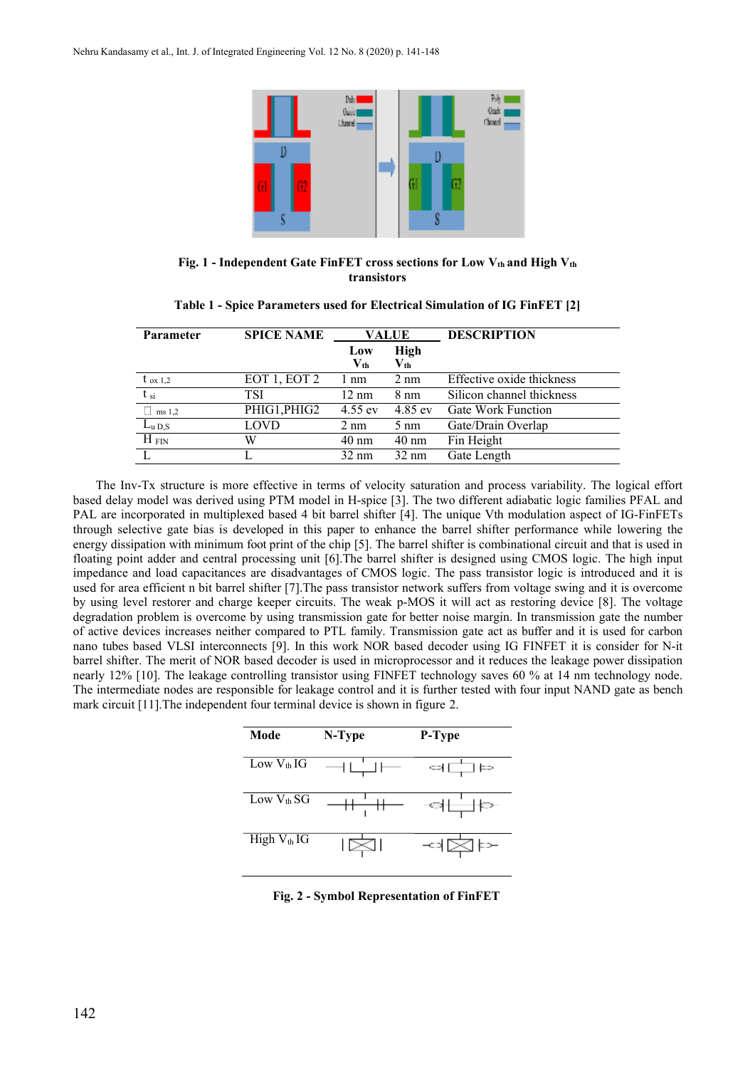**Fig. 1 - Independent Gate FinFET cross sections for Low $V_{th}$ and High $V_{th}$ transistors**

**Table 1 - Spice Parameters used for Electrical Simulation of IG FinFET [2]**

| Parameter | SPICE NAME | VALUE | | DESCRIPTION |
|---|---|---|---|---|
| | | Low $V_{th}$ | High $V_{th}$ | |
| $t_{ox\ 1,2}$ | EOT 1, EOT 2 | 1 nm | 2 nm | Effective oxide thickness |
| $t_{si}$ | TSI | 12 nm | 8 nm | Silicon channel thickness |
| $\phi_{ms\ 1,2}$ | PHIG1,PHIG2 | 4.55 ev | 4.85 ev | Gate Work Function |
| $L_{u\ D,S}$ | LOVD | 2 nm | 5 nm | Gate/Drain Overlap |
| $H_{FIN}$ | W | 40 nm | 40 nm | Fin Height |
| L | L | 32 nm | 32 nm | Gate Length |

The Inv-Tx structure is more effective in terms of velocity saturation and process variability. The logical effort based delay model was derived using PTM model in H-spice [3]. The two different adiabatic logic families PFAL and PAL are incorporated in multiplexed based 4 bit barrel shifter [4]. The unique Vth modulation aspect of IG-FinFETs through selective gate bias is developed in this paper to enhance the barrel shifter performance while lowering the energy dissipation with minimum foot print of the chip [5]. The barrel shifter is combinational circuit and that is used in floating point adder and central processing unit [6].The barrel shifter is designed using CMOS logic. The high input impedance and load capacitances are disadvantages of CMOS logic. The pass transistor logic is introduced and it is used for area efficient n bit barrel shifter [7].The pass transistor network suffers from voltage swing and it is overcome by using level restorer and charge keeper circuits. The weak p-MOS it will act as restoring device [8]. The voltage degradation problem is overcome by using transmission gate for better noise margin. In transmission gate the number of active devices increases neither compared to PTL family. Transmission gate act as buffer and it is used for carbon nano tubes based VLSI interconnects [9]. In this work NOR based decoder using IG FINFET it is consider for N-it barrel shifter. The merit of NOR based decoder is used in microprocessor and it reduces the leakage power dissipation nearly 12% [10]. The leakage controlling transistor using FINFET technology saves 60 % at 14 nm technology node. The intermediate nodes are responsible for leakage control and it is further tested with four input NAND gate as bench mark circuit [11].The independent four terminal device is shown in figure 2.

| Mode | N-Type | P-Type |
|---|---|---|
| Low $V_{th}$ IG | | |
| Low $V_{th}$ SG | | |
| High $V_{th}$ IG | | |

**Fig. 2 - Symbol Representation of FinFET**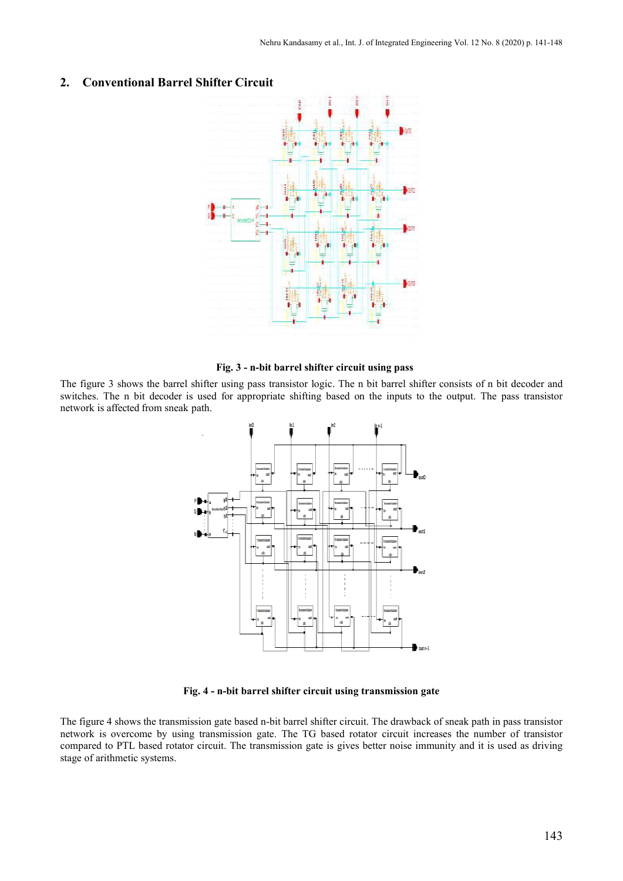## 2. Conventional Barrel Shifter Circuit

**Fig. 3 - n-bit barrel shifter circuit using pass**

The figure 3 shows the barrel shifter using pass transistor logic. The n bit barrel shifter consists of n bit decoder and switches. The n bit decoder is used for appropriate shifting based on the inputs to the output. The pass transistor network is affected from sneak path.

**Fig. 4 - n-bit barrel shifter circuit using transmission gate**

The figure 4 shows the transmission gate based n-bit barrel shifter circuit. The drawback of sneak path in pass transistor network is overcome by using transmission gate. The TG based rotator circuit increases the number of transistor compared to PTL based rotator circuit. The transmission gate is gives better noise immunity and it is used as driving stage of arithmetic systems.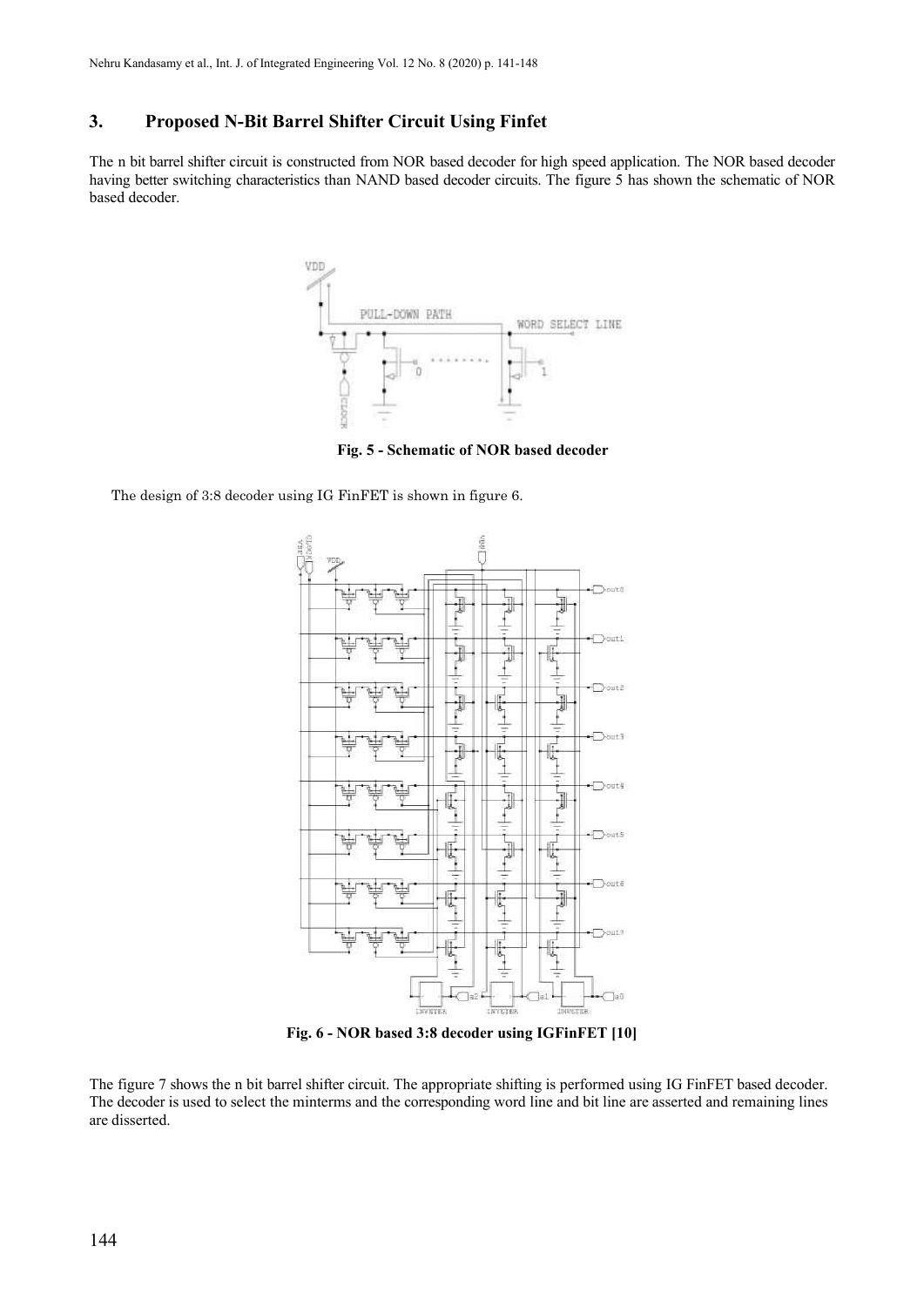## 3. Proposed N-Bit Barrel Shifter Circuit Using Finfet

The n bit barrel shifter circuit is constructed from NOR based decoder for high speed application. The NOR based decoder having better switching characteristics than NAND based decoder circuits. The figure 5 has shown the schematic of NOR based decoder.

**Fig. 5 - Schematic of NOR based decoder**

The design of 3:8 decoder using IG FinFET is shown in figure 6.

**Fig. 6 - NOR based 3:8 decoder using IGFinFET [10]**

The figure 7 shows the n bit barrel shifter circuit. The appropriate shifting is performed using IG FinFET based decoder. The decoder is used to select the minterms and the corresponding word line and bit line are asserted and remaining lines are disserted.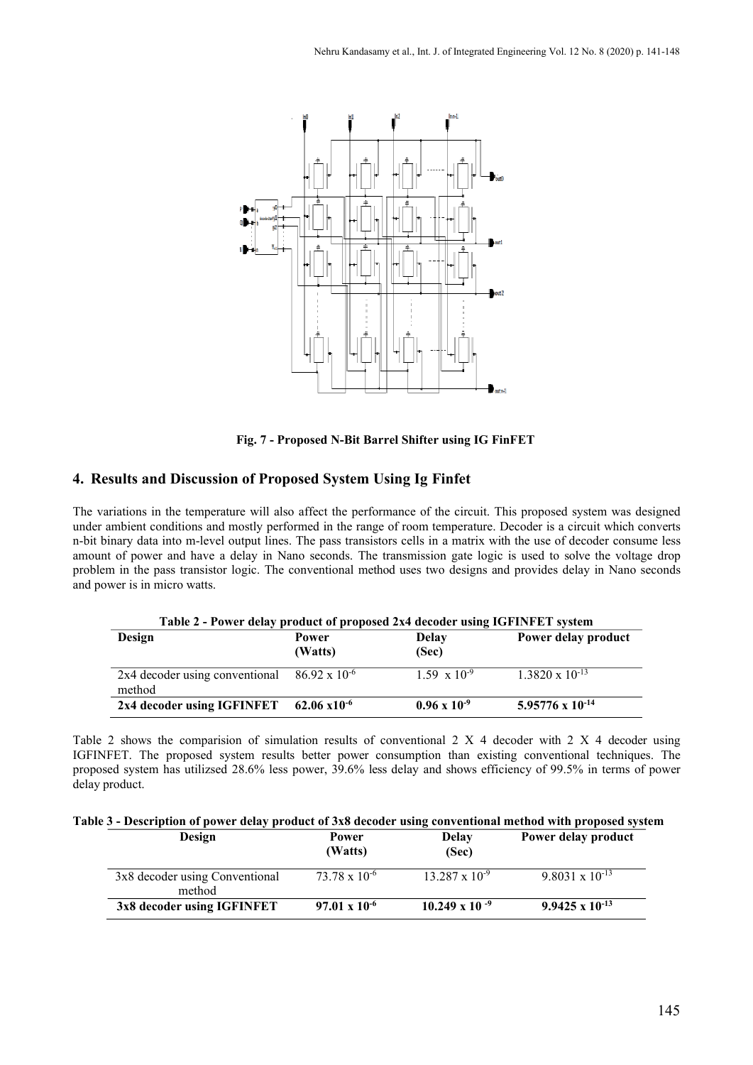Fig. 7 - Proposed N-Bit Barrel Shifter using IG FinFET

## 4. Results and Discussion of Proposed System Using Ig Finfet

The variations in the temperature will also affect the performance of the circuit. This proposed system was designed under ambient conditions and mostly performed in the range of room temperature. Decoder is a circuit which converts n-bit binary data into m-level output lines. The pass transistors cells in a matrix with the use of decoder consume less amount of power and have a delay in Nano seconds. The transmission gate logic is used to solve the voltage drop problem in the pass transistor logic. The conventional method uses two designs and provides delay in Nano seconds and power is in micro watts.

**Table 2 - Power delay product of proposed 2x4 decoder using IGFINFET system**

| Design | Power (Watts) | Delay (Sec) | Power delay product |
|---|---|---|---|
| 2x4 decoder using conventional method | $86.92 \times 10^{-6}$ | $1.59 \times 10^{-9}$ | $1.3820 \times 10^{-13}$ |
| **2x4 decoder using IGFINFET** | $\mathbf{62.06 \times 10^{-6}}$ | $\mathbf{0.96 \times 10^{-9}}$ | $\mathbf{5.95776 \times 10^{-14}}$ |

Table 2 shows the comparision of simulation results of conventional 2 X 4 decoder with 2 X 4 decoder using IGFINFET. The proposed system results better power consumption than existing conventional techniques. The proposed system has utilizsed 28.6% less power, 39.6% less delay and shows efficiency of 99.5% in terms of power delay product.

**Table 3 - Description of power delay product of 3x8 decoder using conventional method with proposed system**

| Design | Power (Watts) | Delay (Sec) | Power delay product |
|---|---|---|---|
| 3x8 decoder using Conventional method | $73.78 \times 10^{-6}$ | $13.287 \times 10^{-9}$ | $9.8031 \times 10^{-13}$ |
| **3x8 decoder using IGFINFET** | $\mathbf{97.01 \times 10^{-6}}$ | $\mathbf{10.249 \times 10^{-9}}$ | $\mathbf{9.9425 \times 10^{-13}}$ |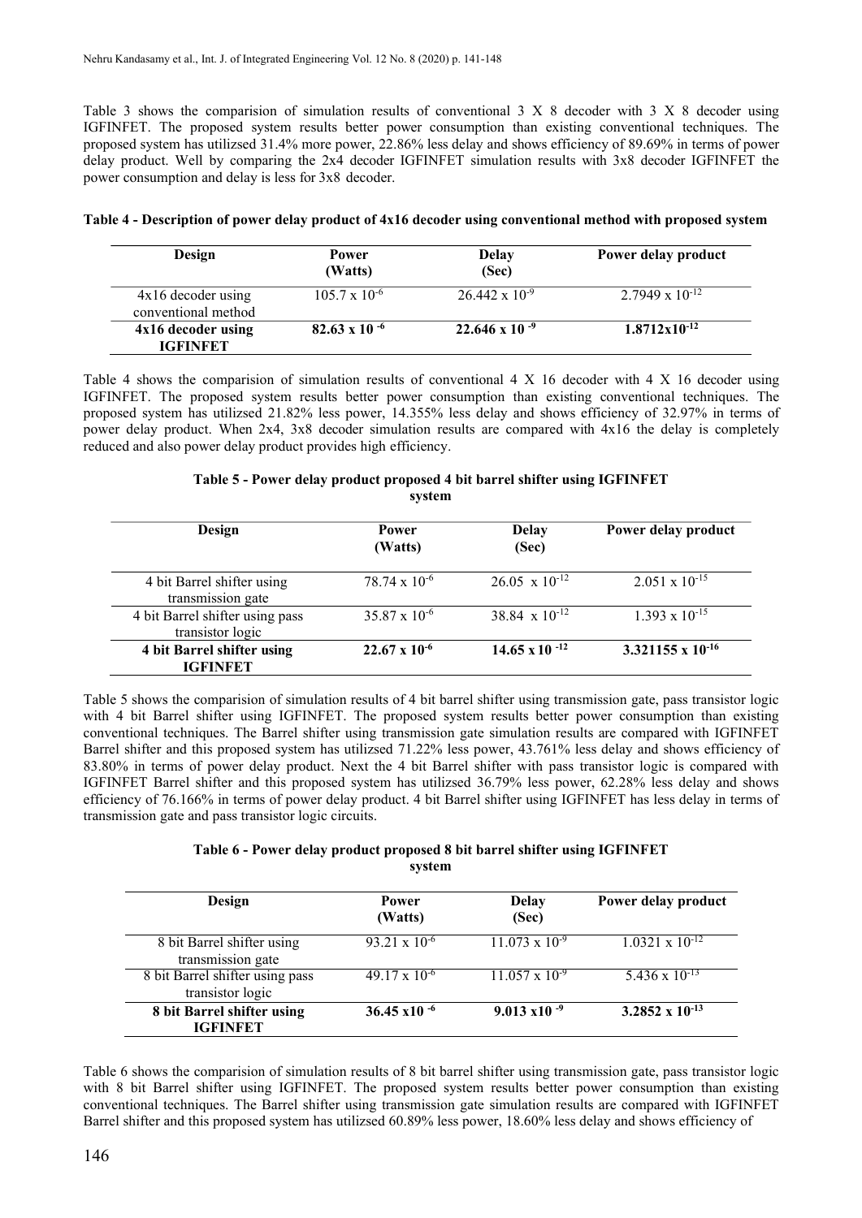Table 3 shows the comparision of simulation results of conventional 3 X 8 decoder with 3 X 8 decoder using IGFINFET. The proposed system results better power consumption than existing conventional techniques. The proposed system has utilizsed 31.4% more power, 22.86% less delay and shows efficiency of 89.69% in terms of power delay product. Well by comparing the 2x4 decoder IGFINFET simulation results with 3x8 decoder IGFINFET the power consumption and delay is less for 3x8 decoder.

**Table 4 - Description of power delay product of 4x16 decoder using conventional method with proposed system**

| Design | Power (Watts) | Delay (Sec) | Power delay product |
|---|---|---|---|
| 4x16 decoder using conventional method | $105.7 \times 10^{-6}$ | $26.442 \times 10^{-9}$ | $2.7949 \times 10^{-12}$ |
| **4x16 decoder using IGFINFET** | $\mathbf{82.63 \times 10^{-6}}$ | $\mathbf{22.646 \times 10^{-9}}$ | $\mathbf{1.8712 \times 10^{-12}}$ |

Table 4 shows the comparision of simulation results of conventional 4 X 16 decoder with 4 X 16 decoder using IGFINFET. The proposed system results better power consumption than existing conventional techniques. The proposed system has utilizsed 21.82% less power, 14.355% less delay and shows efficiency of 32.97% in terms of power delay product. When 2x4, 3x8 decoder simulation results are compared with 4x16 the delay is completely reduced and also power delay product provides high efficiency.

**Table 5 - Power delay product proposed 4 bit barrel shifter using IGFINFET system**

| Design | Power (Watts) | Delay (Sec) | Power delay product |
|---|---|---|---|
| 4 bit Barrel shifter using transmission gate | $78.74 \times 10^{-6}$ | $26.05 \times 10^{-12}$ | $2.051 \times 10^{-15}$ |
| 4 bit Barrel shifter using pass transistor logic | $35.87 \times 10^{-6}$ | $38.84 \times 10^{-12}$ | $1.393 \times 10^{-15}$ |
| **4 bit Barrel shifter using IGFINFET** | $\mathbf{22.67 \times 10^{-6}}$ | $\mathbf{14.65 \times 10^{-12}}$ | $\mathbf{3.321155 \times 10^{-16}}$ |

Table 5 shows the comparision of simulation results of 4 bit barrel shifter using transmission gate, pass transistor logic with 4 bit Barrel shifter using IGFINFET. The proposed system results better power consumption than existing conventional techniques. The Barrel shifter using transmission gate simulation results are compared with IGFINFET Barrel shifter and this proposed system has utilizsed 71.22% less power, 43.761% less delay and shows efficiency of 83.80% in terms of power delay product. Next the 4 bit Barrel shifter with pass transistor logic is compared with IGFINFET Barrel shifter and this proposed system has utilizsed 36.79% less power, 62.28% less delay and shows efficiency of 76.166% in terms of power delay product. 4 bit Barrel shifter using IGFINFET has less delay in terms of transmission gate and pass transistor logic circuits.

**Table 6 - Power delay product proposed 8 bit barrel shifter using IGFINFET system**

| Design | Power (Watts) | Delay (Sec) | Power delay product |
|---|---|---|---|
| 8 bit Barrel shifter using transmission gate | $93.21 \times 10^{-6}$ | $11.073 \times 10^{-9}$ | $1.0321 \times 10^{-12}$ |
| 8 bit Barrel shifter using pass transistor logic | $49.17 \times 10^{-6}$ | $11.057 \times 10^{-9}$ | $5.436 \times 10^{-13}$ |
| **8 bit Barrel shifter using IGFINFET** | $\mathbf{36.45 \times 10^{-6}}$ | $\mathbf{9.013 \times 10^{-9}}$ | $\mathbf{3.2852 \times 10^{-13}}$ |

Table 6 shows the comparision of simulation results of 8 bit barrel shifter using transmission gate, pass transistor logic with 8 bit Barrel shifter using IGFINFET. The proposed system results better power consumption than existing conventional techniques. The Barrel shifter using transmission gate simulation results are compared with IGFINFET Barrel shifter and this proposed system has utilizsed 60.89% less power, 18.60% less delay and shows efficiency of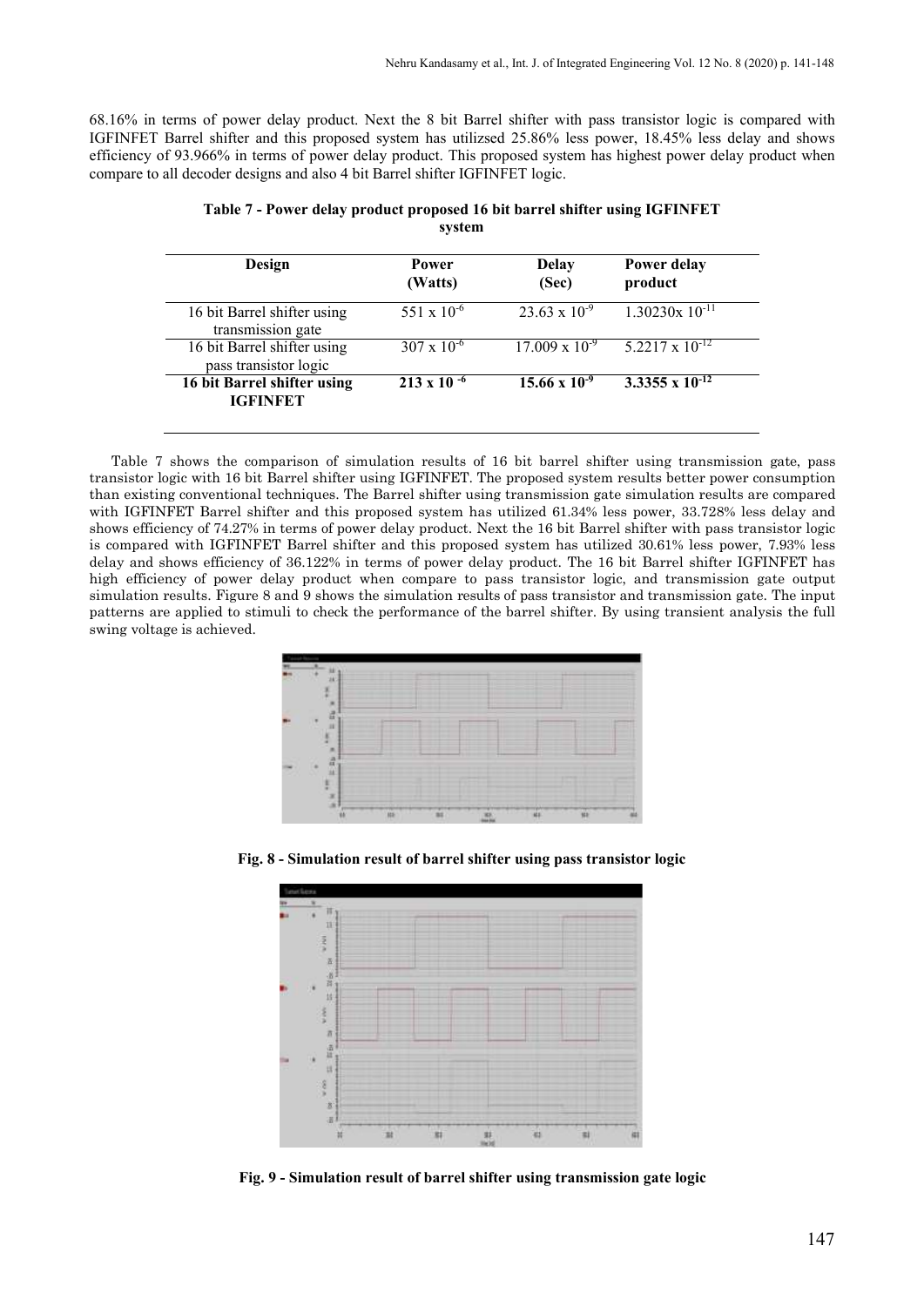68.16% in terms of power delay product. Next the 8 bit Barrel shifter with pass transistor logic is compared with IGFINFET Barrel shifter and this proposed system has utilizsed 25.86% less power, 18.45% less delay and shows efficiency of 93.966% in terms of power delay product. This proposed system has highest power delay product when compare to all decoder designs and also 4 bit Barrel shifter IGFINFET logic.

**Table 7 - Power delay product proposed 16 bit barrel shifter using IGFINFET system**

| Design | Power (Watts) | Delay (Sec) | Power delay product |
|---|---|---|---|
| 16 bit Barrel shifter using transmission gate | $551 \times 10^{-6}$ | $23.63 \times 10^{-9}$ | $1.30230 \times 10^{-11}$ |
| 16 bit Barrel shifter using pass transistor logic | $307 \times 10^{-6}$ | $17.009 \times 10^{-9}$ | $5.2217 \times 10^{-12}$ |
| **16 bit Barrel shifter using IGFINFET** | $\mathbf{213 \times 10^{-6}}$ | $\mathbf{15.66 \times 10^{-9}}$ | $\mathbf{3.3355 \times 10^{-12}}$ |

Table 7 shows the comparison of simulation results of 16 bit barrel shifter using transmission gate, pass transistor logic with 16 bit Barrel shifter using IGFINFET. The proposed system results better power consumption than existing conventional techniques. The Barrel shifter using transmission gate simulation results are compared with IGFINFET Barrel shifter and this proposed system has utilized 61.34% less power, 33.728% less delay and shows efficiency of 74.27% in terms of power delay product. Next the 16 bit Barrel shifter with pass transistor logic is compared with IGFINFET Barrel shifter and this proposed system has utilized 30.61% less power, 7.93% less delay and shows efficiency of 36.122% in terms of power delay product. The 16 bit Barrel shifter IGFINFET has high efficiency of power delay product when compare to pass transistor logic, and transmission gate output simulation results. Figure 8 and 9 shows the simulation results of pass transistor and transmission gate. The input patterns are applied to stimuli to check the performance of the barrel shifter. By using transient analysis the full swing voltage is achieved.

**Fig. 8 - Simulation result of barrel shifter using pass transistor logic**

**Fig. 9 - Simulation result of barrel shifter using transmission gate logic**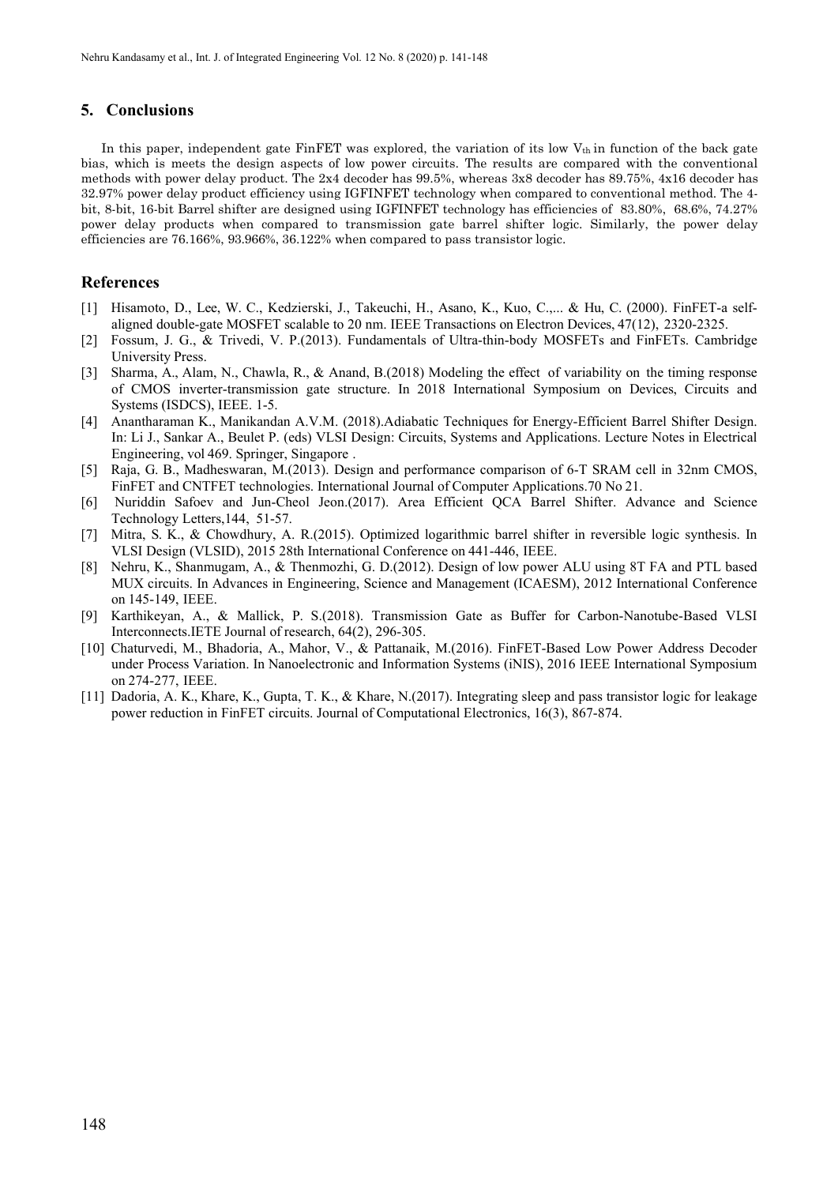## 5. Conclusions

In this paper, independent gate FinFET was explored, the variation of its low $V_{th}$ in function of the back gate bias, which is meets the design aspects of low power circuits. The results are compared with the conventional methods with power delay product. The 2x4 decoder has 99.5%, whereas 3x8 decoder has 89.75%, 4x16 decoder has 32.97% power delay product efficiency using IGFINFET technology when compared to conventional method. The 4-bit, 8-bit, 16-bit Barrel shifter are designed using IGFINFET technology has efficiencies of 83.80%, 68.6%, 74.27% power delay products when compared to transmission gate barrel shifter logic. Similarly, the power delay efficiencies are 76.166%, 93.966%, 36.122% when compared to pass transistor logic.

## References

[1] Hisamoto, D., Lee, W. C., Kedzierski, J., Takeuchi, H., Asano, K., Kuo, C.,... & Hu, C. (2000). FinFET-a self-aligned double-gate MOSFET scalable to 20 nm. IEEE Transactions on Electron Devices, 47(12), 2320-2325.

[2] Fossum, J. G., & Trivedi, V. P.(2013). Fundamentals of Ultra-thin-body MOSFETs and FinFETs. Cambridge University Press.

[3] Sharma, A., Alam, N., Chawla, R., & Anand, B.(2018) Modeling the effect of variability on the timing response of CMOS inverter-transmission gate structure. In 2018 International Symposium on Devices, Circuits and Systems (ISDCS), IEEE. 1-5.

[4] Anantharaman K., Manikandan A.V.M. (2018).Adiabatic Techniques for Energy-Efficient Barrel Shifter Design. In: Li J., Sankar A., Beulet P. (eds) VLSI Design: Circuits, Systems and Applications. Lecture Notes in Electrical Engineering, vol 469. Springer, Singapore .

[5] Raja, G. B., Madheswaran, M.(2013). Design and performance comparison of 6-T SRAM cell in 32nm CMOS, FinFET and CNTFET technologies. International Journal of Computer Applications.70 No 21.

[6] Nuriddin Safoev and Jun-Cheol Jeon.(2017). Area Efficient QCA Barrel Shifter. Advance and Science Technology Letters,144, 51-57.

[7] Mitra, S. K., & Chowdhury, A. R.(2015). Optimized logarithmic barrel shifter in reversible logic synthesis. In VLSI Design (VLSID), 2015 28th International Conference on 441-446, IEEE.

[8] Nehru, K., Shanmugam, A., & Thenmozhi, G. D.(2012). Design of low power ALU using 8T FA and PTL based MUX circuits. In Advances in Engineering, Science and Management (ICAESM), 2012 International Conference on 145-149, IEEE.

[9] Karthikeyan, A., & Mallick, P. S.(2018). Transmission Gate as Buffer for Carbon-Nanotube-Based VLSI Interconnects.IETE Journal of research, 64(2), 296-305.

[10] Chaturvedi, M., Bhadoria, A., Mahor, V., & Pattanaik, M.(2016). FinFET-Based Low Power Address Decoder under Process Variation. In Nanoelectronic and Information Systems (iNIS), 2016 IEEE International Symposium on 274-277, IEEE.

[11] Dadoria, A. K., Khare, K., Gupta, T. K., & Khare, N.(2017). Integrating sleep and pass transistor logic for leakage power reduction in FinFET circuits. Journal of Computational Electronics, 16(3), 867-874.